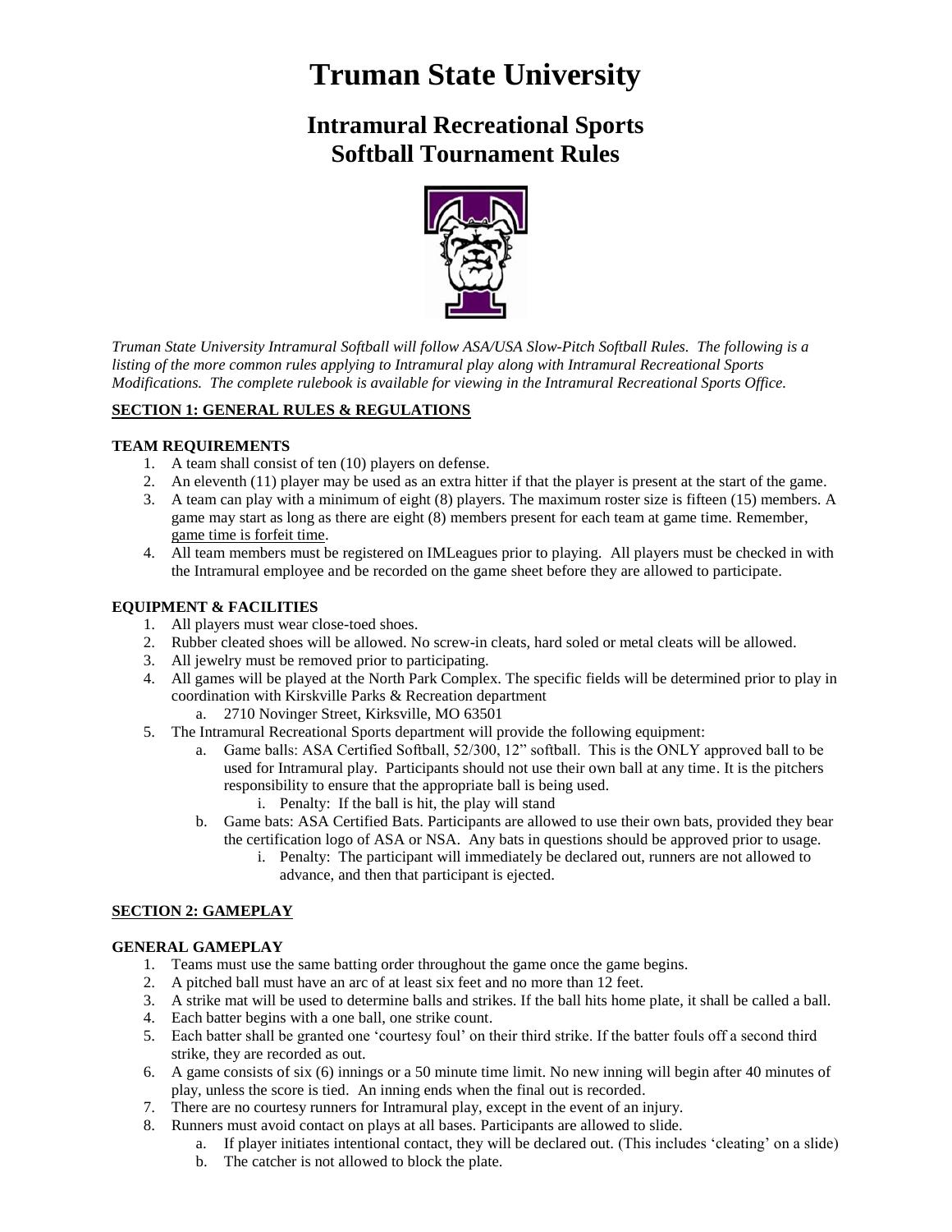# Truman State University

## Intramural Recreational Sports Softball Tournament Rules

*Truman State University Intramural Softball will follow ASA/USA Slow-Pitch Softball Rules. The following is a listing of the more common rules applying to Intramural play along with Intramural Recreational Sports Modifications. The complete rulebook is available for viewing in the Intramural Recreational Sports Office.*

### SECTION 1: GENERAL RULES & REGULATIONS

**TEAM REQUIREMENTS**

1. A team shall consist of ten (10) players on defense.
2. An eleventh (11) player may be used as an extra hitter if that the player is present at the start of the game.
3. A team can play with a minimum of eight (8) players. The maximum roster size is fifteen (15) members. A game may start as long as there are eight (8) members present for each team at game time. Remember, game time is forfeit time.
4. All team members must be registered on IMLeagues prior to playing. All players must be checked in with the Intramural employee and be recorded on the game sheet before they are allowed to participate.

**EQUIPMENT & FACILITIES**

1. All players must wear close-toed shoes.
2. Rubber cleated shoes will be allowed. No screw-in cleats, hard soled or metal cleats will be allowed.
3. All jewelry must be removed prior to participating.
4. All games will be played at the North Park Complex. The specific fields will be determined prior to play in coordination with Kirskville Parks & Recreation department
   a. 2710 Novinger Street, Kirksville, MO 63501
5. The Intramural Recreational Sports department will provide the following equipment:
   a. Game balls: ASA Certified Softball, 52/300, 12" softball. This is the ONLY approved ball to be used for Intramural play. Participants should not use their own ball at any time. It is the pitchers responsibility to ensure that the appropriate ball is being used.
      i. Penalty: If the ball is hit, the play will stand
   b. Game bats: ASA Certified Bats. Participants are allowed to use their own bats, provided they bear the certification logo of ASA or NSA. Any bats in questions should be approved prior to usage.
      i. Penalty: The participant will immediately be declared out, runners are not allowed to advance, and then that participant is ejected.

### SECTION 2: GAMEPLAY

**GENERAL GAMEPLAY**

1. Teams must use the same batting order throughout the game once the game begins.
2. A pitched ball must have an arc of at least six feet and no more than 12 feet.
3. A strike mat will be used to determine balls and strikes. If the ball hits home plate, it shall be called a ball.
4. Each batter begins with a one ball, one strike count.
5. Each batter shall be granted one 'courtesy foul' on their third strike. If the batter fouls off a second third strike, they are recorded as out.
6. A game consists of six (6) innings or a 50 minute time limit. No new inning will begin after 40 minutes of play, unless the score is tied. An inning ends when the final out is recorded.
7. There are no courtesy runners for Intramural play, except in the event of an injury.
8. Runners must avoid contact on plays at all bases. Participants are allowed to slide.
   a. If player initiates intentional contact, they will be declared out. (This includes 'cleating' on a slide)
   b. The catcher is not allowed to block the plate.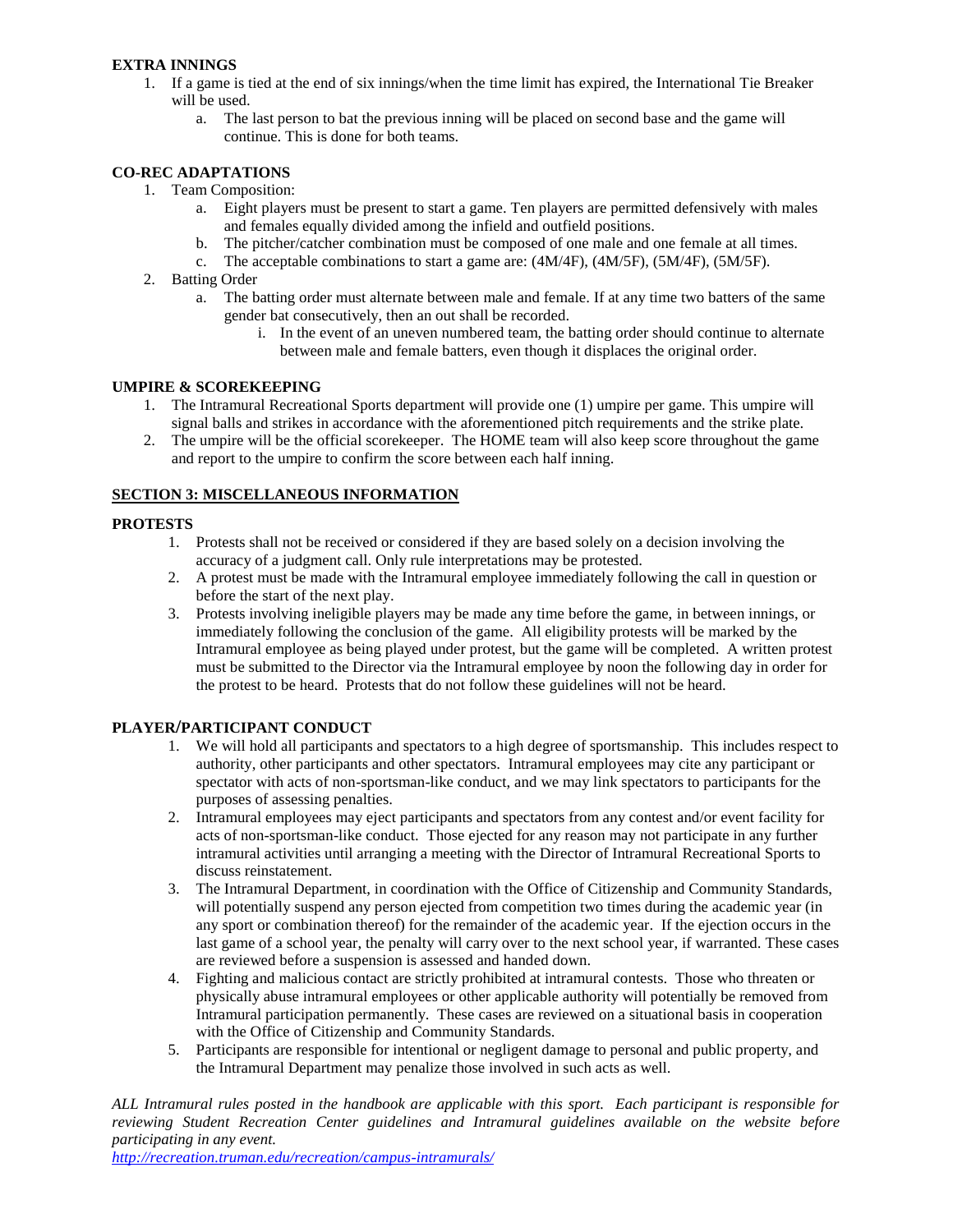**EXTRA INNINGS**

1. If a game is tied at the end of six innings/when the time limit has expired, the International Tie Breaker will be used.
    a. The last person to bat the previous inning will be placed on second base and the game will continue. This is done for both teams.

**CO-REC ADAPTATIONS**

1. Team Composition:
    a. Eight players must be present to start a game. Ten players are permitted defensively with males and females equally divided among the infield and outfield positions.
    b. The pitcher/catcher combination must be composed of one male and one female at all times.
    c. The acceptable combinations to start a game are: (4M/4F), (4M/5F), (5M/4F), (5M/5F).
2. Batting Order
    a. The batting order must alternate between male and female. If at any time two batters of the same gender bat consecutively, then an out shall be recorded.
        i. In the event of an uneven numbered team, the batting order should continue to alternate between male and female batters, even though it displaces the original order.

**UMPIRE & SCOREKEEPING**

1. The Intramural Recreational Sports department will provide one (1) umpire per game. This umpire will signal balls and strikes in accordance with the aforementioned pitch requirements and the strike plate.
2. The umpire will be the official scorekeeper. The HOME team will also keep score throughout the game and report to the umpire to confirm the score between each half inning.

**SECTION 3: MISCELLANEOUS INFORMATION**

**PROTESTS**

1. Protests shall not be received or considered if they are based solely on a decision involving the accuracy of a judgment call. Only rule interpretations may be protested.
2. A protest must be made with the Intramural employee immediately following the call in question or before the start of the next play.
3. Protests involving ineligible players may be made any time before the game, in between innings, or immediately following the conclusion of the game. All eligibility protests will be marked by the Intramural employee as being played under protest, but the game will be completed. A written protest must be submitted to the Director via the Intramural employee by noon the following day in order for the protest to be heard. Protests that do not follow these guidelines will not be heard.

**PLAYER/PARTICIPANT CONDUCT**

1. We will hold all participants and spectators to a high degree of sportsmanship. This includes respect to authority, other participants and other spectators. Intramural employees may cite any participant or spectator with acts of non-sportsman-like conduct, and we may link spectators to participants for the purposes of assessing penalties.
2. Intramural employees may eject participants and spectators from any contest and/or event facility for acts of non-sportsman-like conduct. Those ejected for any reason may not participate in any further intramural activities until arranging a meeting with the Director of Intramural Recreational Sports to discuss reinstatement.
3. The Intramural Department, in coordination with the Office of Citizenship and Community Standards, will potentially suspend any person ejected from competition two times during the academic year (in any sport or combination thereof) for the remainder of the academic year. If the ejection occurs in the last game of a school year, the penalty will carry over to the next school year, if warranted. These cases are reviewed before a suspension is assessed and handed down.
4. Fighting and malicious contact are strictly prohibited at intramural contests. Those who threaten or physically abuse intramural employees or other applicable authority will potentially be removed from Intramural participation permanently. These cases are reviewed on a situational basis in cooperation with the Office of Citizenship and Community Standards.
5. Participants are responsible for intentional or negligent damage to personal and public property, and the Intramural Department may penalize those involved in such acts as well.

*ALL Intramural rules posted in the handbook are applicable with this sport. Each participant is responsible for reviewing Student Recreation Center guidelines and Intramural guidelines available on the website before participating in any event.*
*http://recreation.truman.edu/recreation/campus-intramurals/*